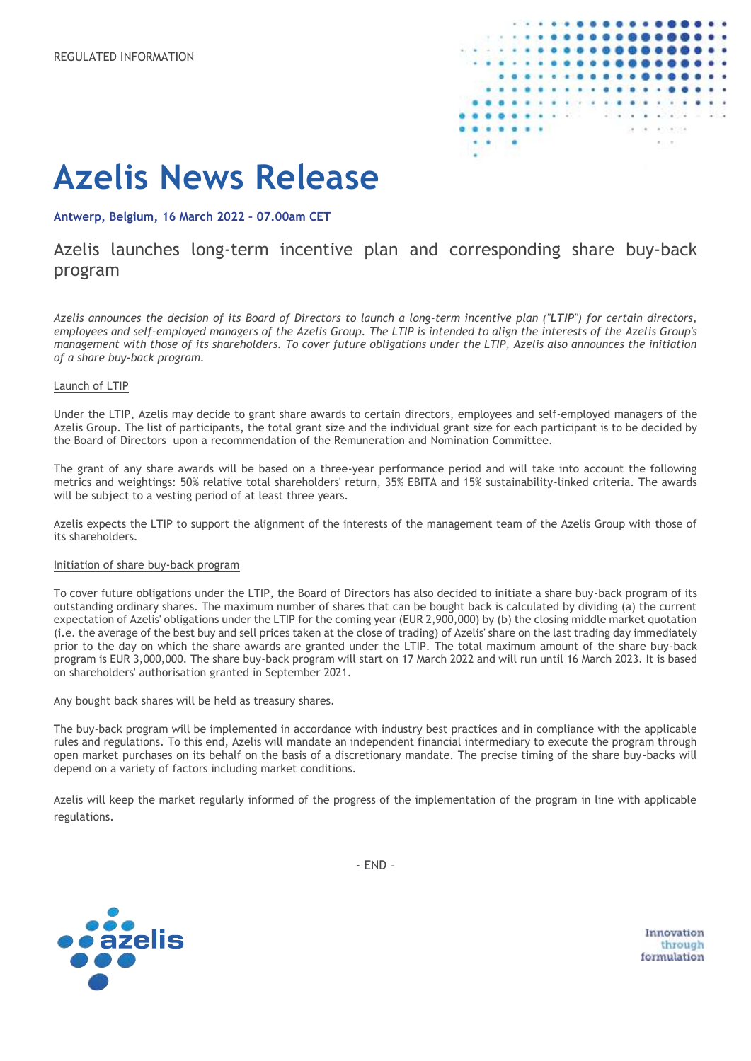REGULATED INFORMATION

# Azelis News Release

**Antwerp, Belgium, 16 March 2022 – 07.00am CET**

## Azelis launches long-term incentive plan and corresponding share buy-back program

*Azelis announces the decision of its Board of Directors to launch a long-term incentive plan ("**LTIP**") for certain directors, employees and self-employed managers of the Azelis Group. The LTIP is intended to align the interests of the Azelis Group's management with those of its shareholders. To cover future obligations under the LTIP, Azelis also announces the initiation of a share buy-back program.*

<u>Launch of LTIP</u>

Under the LTIP, Azelis may decide to grant share awards to certain directors, employees and self-employed managers of the Azelis Group. The list of participants, the total grant size and the individual grant size for each participant is to be decided by the Board of Directors upon a recommendation of the Remuneration and Nomination Committee.

The grant of any share awards will be based on a three-year performance period and will take into account the following metrics and weightings: 50% relative total shareholders' return, 35% EBITA and 15% sustainability-linked criteria. The awards will be subject to a vesting period of at least three years.

Azelis expects the LTIP to support the alignment of the interests of the management team of the Azelis Group with those of its shareholders.

<u>Initiation of share buy-back program</u>

To cover future obligations under the LTIP, the Board of Directors has also decided to initiate a share buy-back program of its outstanding ordinary shares. The maximum number of shares that can be bought back is calculated by dividing (a) the current expectation of Azelis' obligations under the LTIP for the coming year (EUR 2,900,000) by (b) the closing middle market quotation (i.e. the average of the best buy and sell prices taken at the close of trading) of Azelis' share on the last trading day immediately prior to the day on which the share awards are granted under the LTIP. The total maximum amount of the share buy-back program is EUR 3,000,000. The share buy-back program will start on 17 March 2022 and will run until 16 March 2023. It is based on shareholders' authorisation granted in September 2021.

Any bought back shares will be held as treasury shares.

The buy-back program will be implemented in accordance with industry best practices and in compliance with the applicable rules and regulations. To this end, Azelis will mandate an independent financial intermediary to execute the program through open market purchases on its behalf on the basis of a discretionary mandate. The precise timing of the share buy-backs will depend on a variety of factors including market conditions.

Azelis will keep the market regularly informed of the progress of the implementation of the program in line with applicable regulations.

\- END –

azelis

Innovation through formulation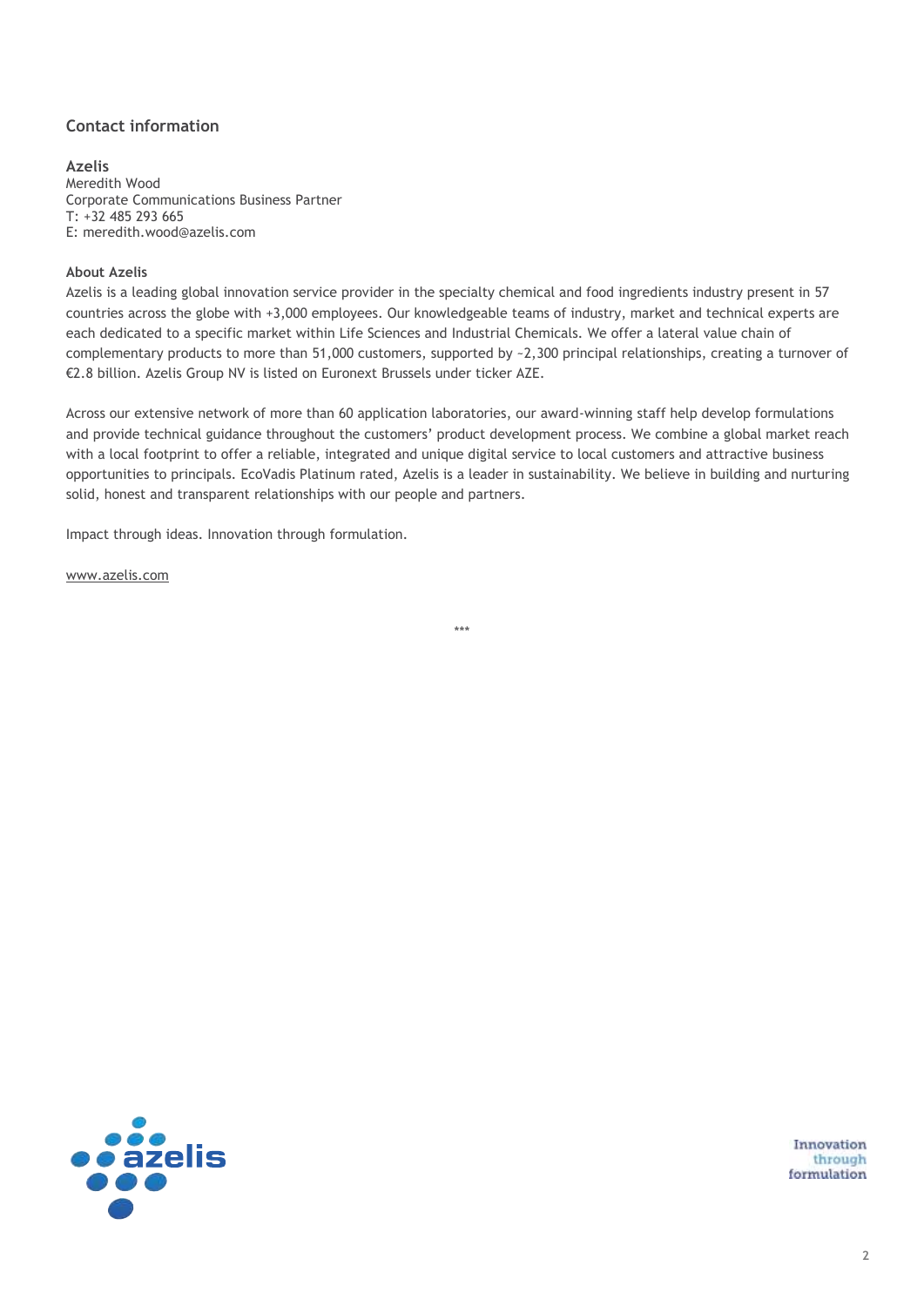## Contact information

**Azelis**
Meredith Wood
Corporate Communications Business Partner
T: +32 485 293 665
E: meredith.wood@azelis.com

**About Azelis**

Azelis is a leading global innovation service provider in the specialty chemical and food ingredients industry present in 57 countries across the globe with +3,000 employees. Our knowledgeable teams of industry, market and technical experts are each dedicated to a specific market within Life Sciences and Industrial Chemicals. We offer a lateral value chain of complementary products to more than 51,000 customers, supported by ~2,300 principal relationships, creating a turnover of €2.8 billion. Azelis Group NV is listed on Euronext Brussels under ticker AZE.

Across our extensive network of more than 60 application laboratories, our award-winning staff help develop formulations and provide technical guidance throughout the customers' product development process. We combine a global market reach with a local footprint to offer a reliable, integrated and unique digital service to local customers and attractive business opportunities to principals. EcoVadis Platinum rated, Azelis is a leader in sustainability. We believe in building and nurturing solid, honest and transparent relationships with our people and partners.

Impact through ideas. Innovation through formulation.

www.azelis.com

***

azelis

Innovation
through
formulation